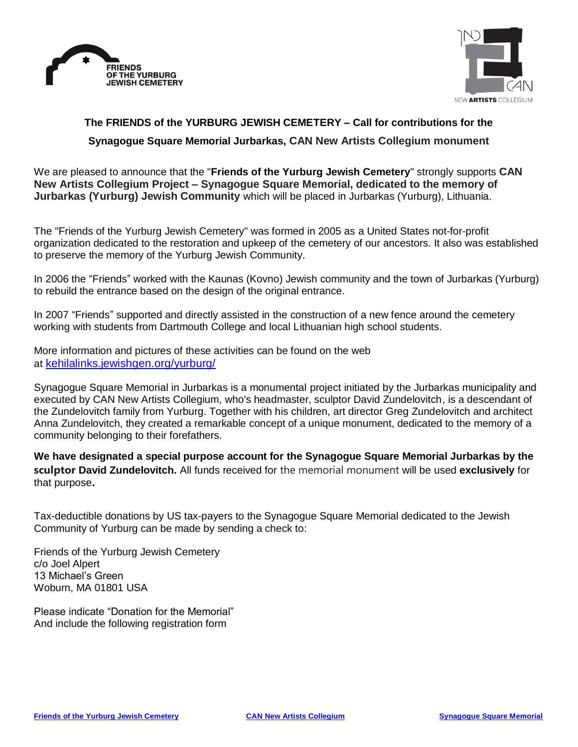FRIENDS OF THE YURBURG JEWISH CEMETERY

CAN NEW **ARTISTS** COLLEGIUM

**The FRIENDS of the YURBURG JEWISH CEMETERY – Call for contributions for the Synagogue Square Memorial Jurbarkas, CAN New Artists Collegium monument**

We are pleased to announce that the "**Friends of the Yurburg Jewish Cemetery**" strongly supports **CAN New Artists Collegium Project – Synagogue Square Memorial, dedicated to the memory of Jurbarkas (Yurburg) Jewish Community** which will be placed in Jurbarkas (Yurburg), Lithuania.

The "Friends of the Yurburg Jewish Cemetery" was formed in 2005 as a United States not-for-profit organization dedicated to the restoration and upkeep of the cemetery of our ancestors. It also was established to preserve the memory of the Yurburg Jewish Community.

In 2006 the "Friends" worked with the Kaunas (Kovno) Jewish community and the town of Jurbarkas (Yurburg) to rebuild the entrance based on the design of the original entrance.

In 2007 "Friends" supported and directly assisted in the construction of a new fence around the cemetery working with students from Dartmouth College and local Lithuanian high school students.

More information and pictures of these activities can be found on the web at [kehilalinks.jewishgen.org/yurburg/](kehilalinks.jewishgen.org/yurburg/)

Synagogue Square Memorial in Jurbarkas is a monumental project initiated by the Jurbarkas municipality and executed by CAN New Artists Collegium, who's headmaster, sculptor David Zundelovitch, is a descendant of the Zundelovitch family from Yurburg. Together with his children, art director Greg Zundelovitch and architect Anna Zundelovitch, they created a remarkable concept of a unique monument, dedicated to the memory of a community belonging to their forefathers.

**We have designated a special purpose account for the Synagogue Square Memorial Jurbarkas by the sculptor David Zundelovitch.** All funds received for the memorial monument will be used **exclusively** for that purpose**.**

Tax-deductible donations by US tax-payers to the Synagogue Square Memorial dedicated to the Jewish Community of Yurburg can be made by sending a check to:

Friends of the Yurburg Jewish Cemetery
c/o Joel Alpert
13 Michael's Green
Woburn, MA 01801 USA

Please indicate "Donation for the Memorial"
And include the following registration form

**Friends of the Yurburg Jewish Cemetery** | **CAN New Artists Collegium** | **Synagogue Square Memorial**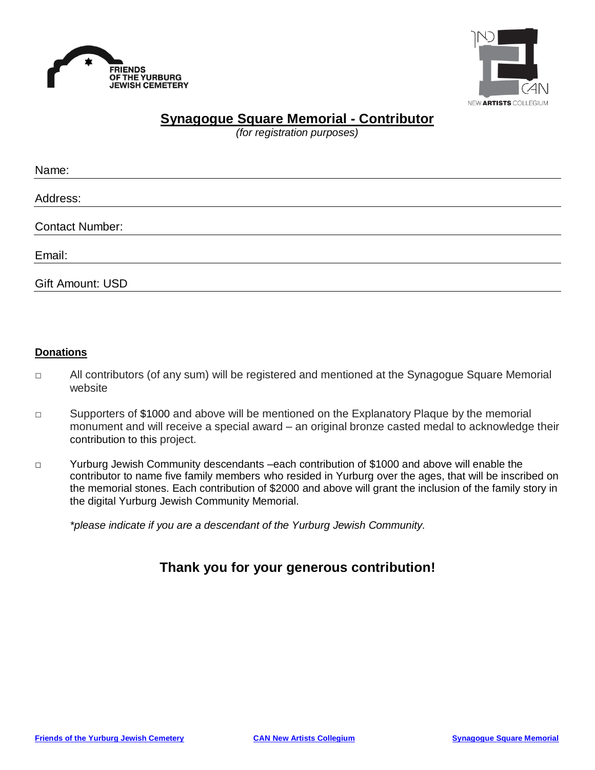FRIENDS OF THE YURBURG JEWISH CEMETERY

CAN NEW ARTISTS COLLEGIUM

## Synagogue Square Memorial - Contributor

*(for registration purposes)*

Name:

Address:

Contact Number:

Email:

Gift Amount: USD

**Donations**

- □ All contributors (of any sum) will be registered and mentioned at the Synagogue Square Memorial website
- □ Supporters of $1000 and above will be mentioned on the Explanatory Plaque by the memorial monument and will receive a special award – an original bronze casted medal to acknowledge their contribution to this project.
- □ Yurburg Jewish Community descendants –each contribution of $1000 and above will enable the contributor to name five family members who resided in Yurburg over the ages, that will be inscribed on the memorial stones. Each contribution of $2000 and above will grant the inclusion of the family story in the digital Yurburg Jewish Community Memorial.

  *\*please indicate if you are a descendant of the Yurburg Jewish Community.*

### Thank you for your generous contribution!

[Friends of the Yurburg Jewish Cemetery] [CAN New Artists Collegium] [Synagogue Square Memorial]